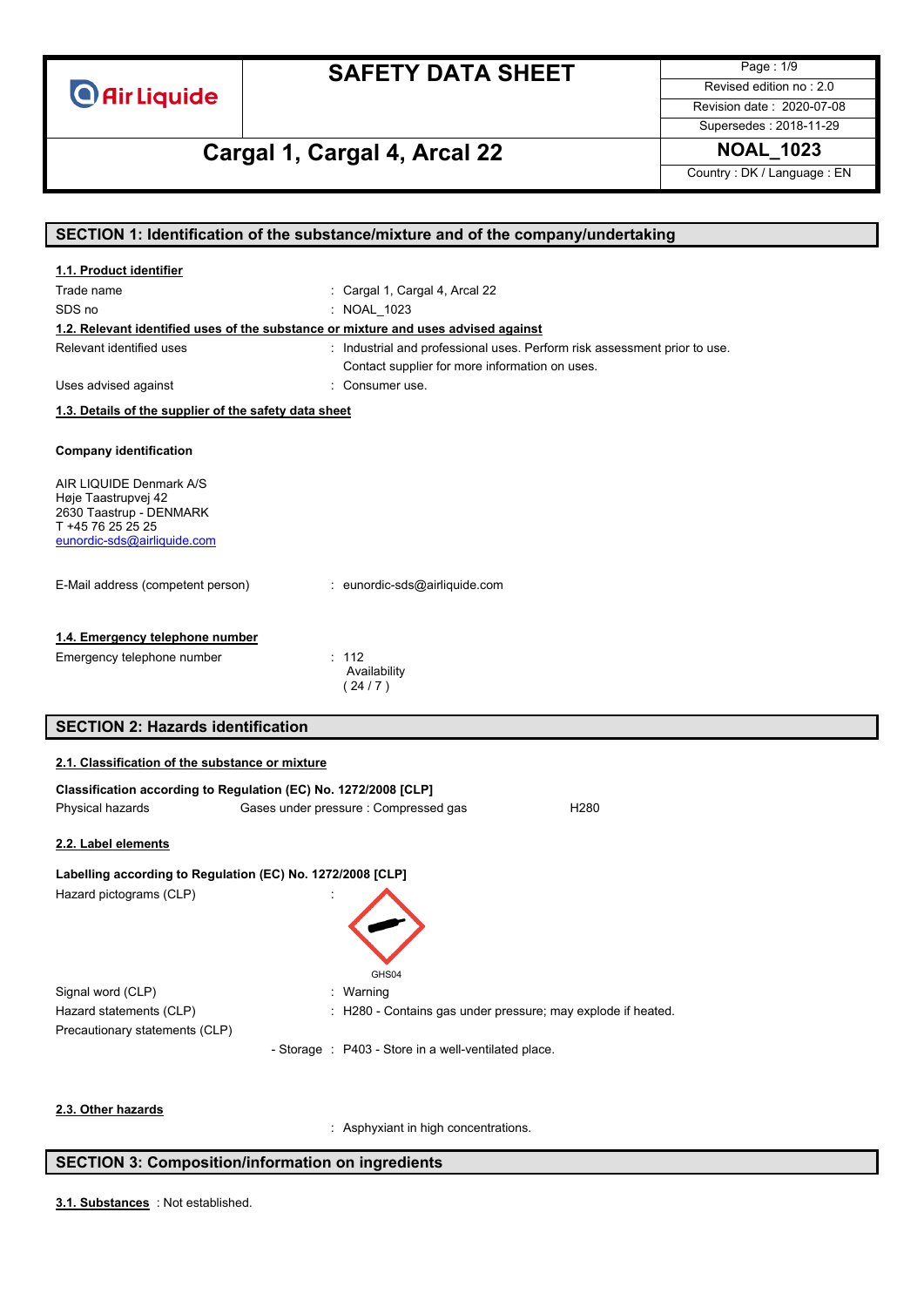# SAFETY DATA SHEET

**Air Liquide**

| | |
|---|---|
| Revised edition no : 2.0 | |
| Revision date : 2020-07-08 | |
| Supersedes : 2018-11-29 | |

## Cargal 1, Cargal 4, Arcal 22

**NOAL_1023**

Country : DK / Language : EN

## SECTION 1: Identification of the substance/mixture and of the company/undertaking

### 1.1. Product identifier

Trade name : Cargal 1, Cargal 4, Arcal 22

SDS no : NOAL_1023

### 1.2. Relevant identified uses of the substance or mixture and uses advised against

Relevant identified uses : Industrial and professional uses. Perform risk assessment prior to use. Contact supplier for more information on uses.

Uses advised against : Consumer use.

### 1.3. Details of the supplier of the safety data sheet

**Company identification**

AIR LIQUIDE Denmark A/S
Høje Taastrupvej 42
2630 Taastrup - DENMARK
T +45 76 25 25 25
eunordic-sds@airliquide.com

E-Mail address (competent person) : eunordic-sds@airliquide.com

### 1.4. Emergency telephone number

Emergency telephone number : 112
Availability
( 24 / 7 )

## SECTION 2: Hazards identification

### 2.1. Classification of the substance or mixture

**Classification according to Regulation (EC) No. 1272/2008 [CLP]**

| Physical hazards | Gases under pressure : Compressed gas | H280 |
|---|---|---|

### 2.2. Label elements

**Labelling according to Regulation (EC) No. 1272/2008 [CLP]**

Hazard pictograms (CLP) :

GHS04

Signal word (CLP) : Warning

Hazard statements (CLP) : H280 - Contains gas under pressure; may explode if heated.

Precautionary statements (CLP)

- Storage : P403 - Store in a well-ventilated place.

### 2.3. Other hazards

: Asphyxiant in high concentrations.

## SECTION 3: Composition/information on ingredients

**3.1. Substances** : Not established.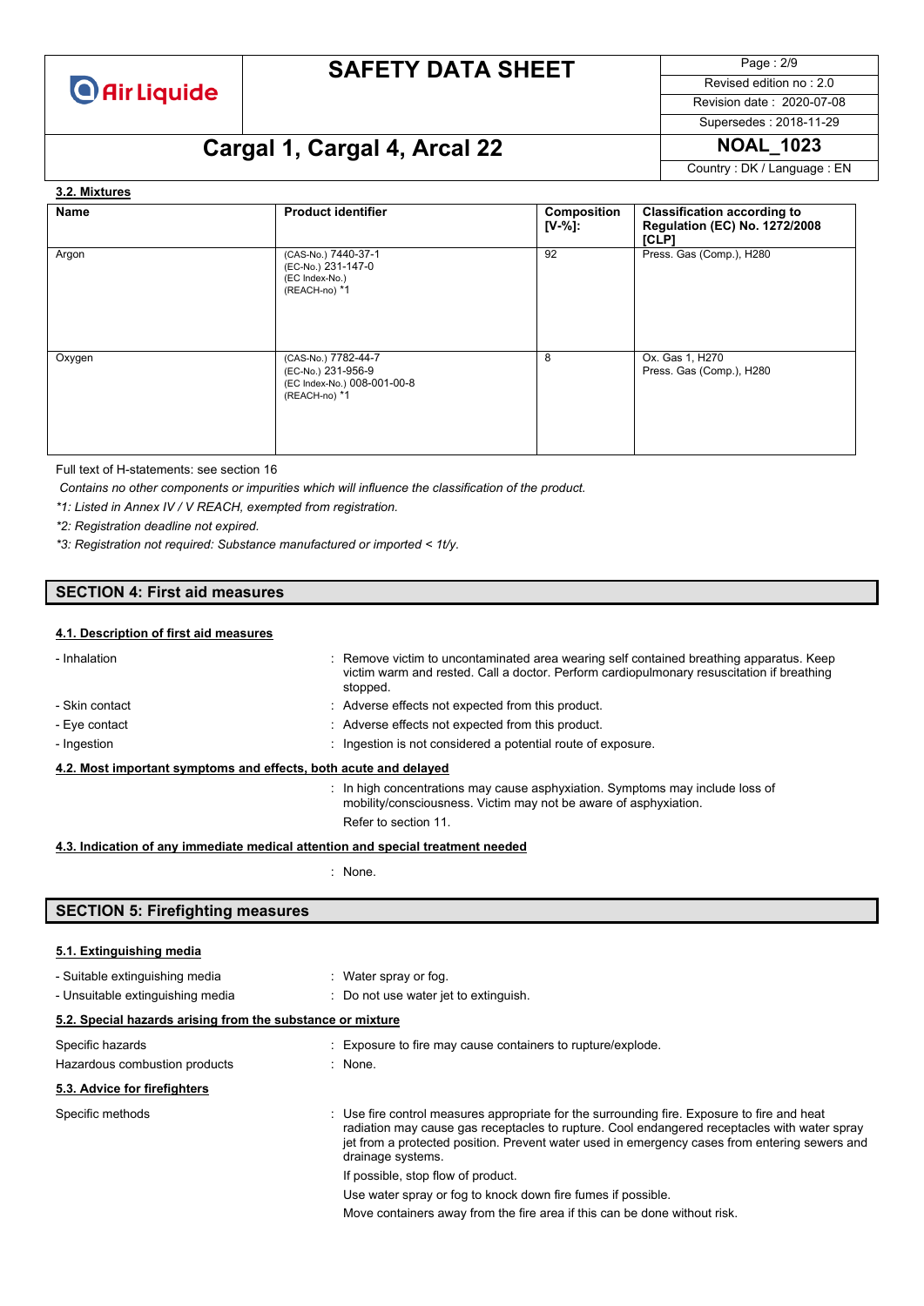#### 3.2. Mixtures

| Name | Product identifier | Composition [V-%]: | Classification according to Regulation (EC) No. 1272/2008 [CLP] |
|---|---|---|---|
| Argon | (CAS-No.) 7440-37-1<br>(EC-No.) 231-147-0<br>(EC Index-No.)<br>(REACH-no) *1 | 92 | Press. Gas (Comp.), H280 |
| Oxygen | (CAS-No.) 7782-44-7<br>(EC-No.) 231-956-9<br>(EC Index-No.) 008-001-00-8<br>(REACH-no) *1 | 8 | Ox. Gas 1, H270<br>Press. Gas (Comp.), H280 |

Full text of H-statements: see section 16

*Contains no other components or impurities which will influence the classification of the product.*

*\*1: Listed in Annex IV / V REACH, exempted from registration.*

*\*2: Registration deadline not expired.*

*\*3: Registration not required: Substance manufactured or imported < 1t/y.*

## SECTION 4: First aid measures

#### 4.1. Description of first aid measures

- Inhalation : Remove victim to uncontaminated area wearing self contained breathing apparatus. Keep victim warm and rested. Call a doctor. Perform cardiopulmonary resuscitation if breathing stopped.
- Skin contact : Adverse effects not expected from this product.
- Eye contact : Adverse effects not expected from this product.
- Ingestion : Ingestion is not considered a potential route of exposure.

#### 4.2. Most important symptoms and effects, both acute and delayed

: In high concentrations may cause asphyxiation. Symptoms may include loss of mobility/consciousness. Victim may not be aware of asphyxiation.

Refer to section 11.

#### 4.3. Indication of any immediate medical attention and special treatment needed

: None.

## SECTION 5: Firefighting measures

#### 5.1. Extinguishing media

- Suitable extinguishing media : Water spray or fog.
- Unsuitable extinguishing media : Do not use water jet to extinguish.

#### 5.2. Special hazards arising from the substance or mixture

Specific hazards : Exposure to fire may cause containers to rupture/explode.

Hazardous combustion products : None.

#### 5.3. Advice for firefighters

Specific methods : Use fire control measures appropriate for the surrounding fire. Exposure to fire and heat radiation may cause gas receptacles to rupture. Cool endangered receptacles with water spray jet from a protected position. Prevent water used in emergency cases from entering sewers and drainage systems.

If possible, stop flow of product.

Use water spray or fog to knock down fire fumes if possible.

Move containers away from the fire area if this can be done without risk.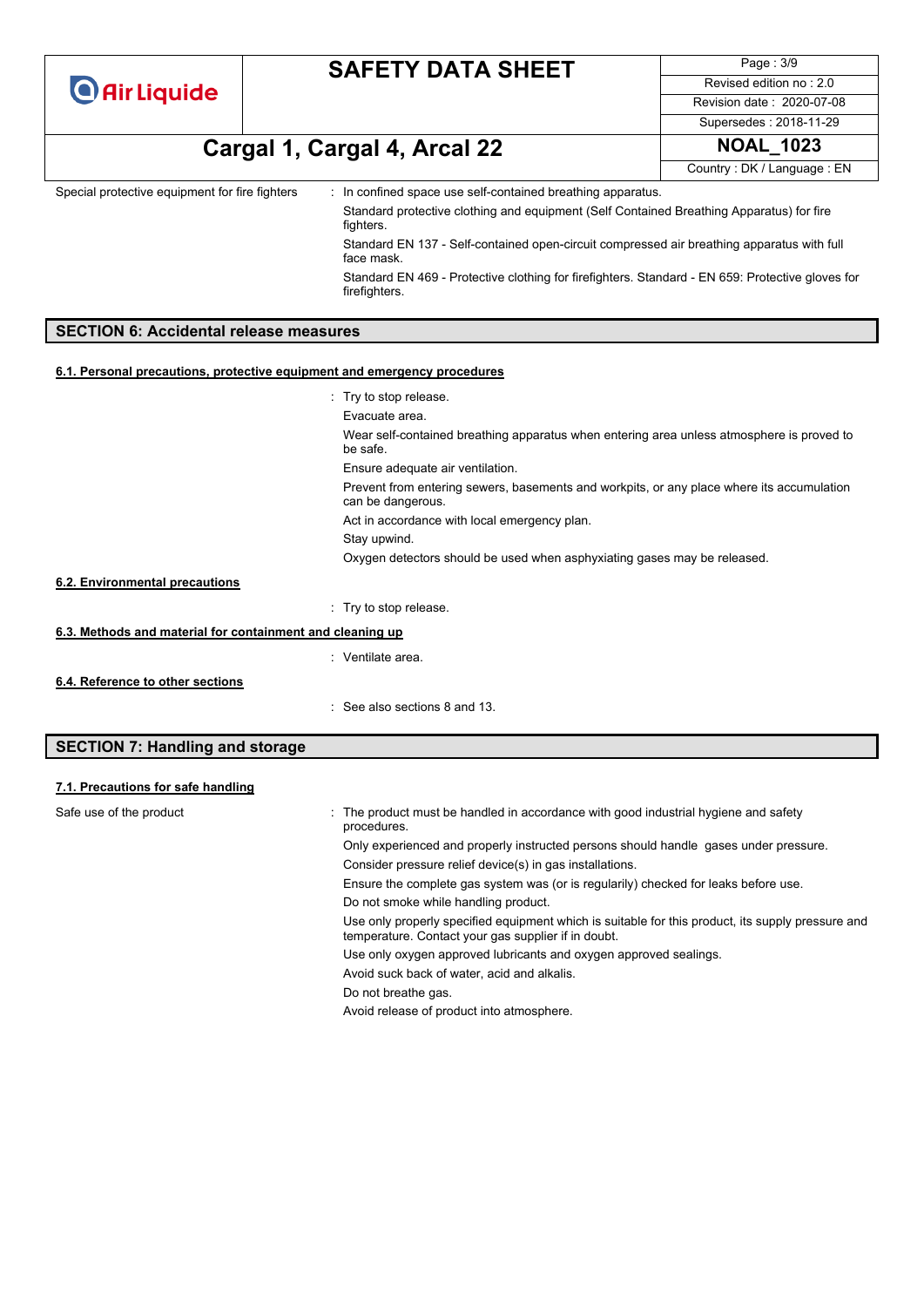Special protective equipment for fire fighters : In confined space use self-contained breathing apparatus.

Standard protective clothing and equipment (Self Contained Breathing Apparatus) for fire fighters.

Standard EN 137 - Self-contained open-circuit compressed air breathing apparatus with full face mask.

Standard EN 469 - Protective clothing for firefighters. Standard - EN 659: Protective gloves for firefighters.

## SECTION 6: Accidental release measures

### 6.1. Personal precautions, protective equipment and emergency procedures

: Try to stop release.

Evacuate area.

Wear self-contained breathing apparatus when entering area unless atmosphere is proved to be safe.

Ensure adequate air ventilation.

Prevent from entering sewers, basements and workpits, or any place where its accumulation can be dangerous.

Act in accordance with local emergency plan.

Stay upwind.

Oxygen detectors should be used when asphyxiating gases may be released.

### 6.2. Environmental precautions

: Try to stop release.

### 6.3. Methods and material for containment and cleaning up

: Ventilate area.

### 6.4. Reference to other sections

: See also sections 8 and 13.

## SECTION 7: Handling and storage

### 7.1. Precautions for safe handling

Safe use of the product : The product must be handled in accordance with good industrial hygiene and safety procedures.

Only experienced and properly instructed persons should handle gases under pressure.

Consider pressure relief device(s) in gas installations.

Ensure the complete gas system was (or is regularily) checked for leaks before use.

Do not smoke while handling product.

Use only properly specified equipment which is suitable for this product, its supply pressure and temperature. Contact your gas supplier if in doubt.

Use only oxygen approved lubricants and oxygen approved sealings.

Avoid suck back of water, acid and alkalis.

Do not breathe gas.

Avoid release of product into atmosphere.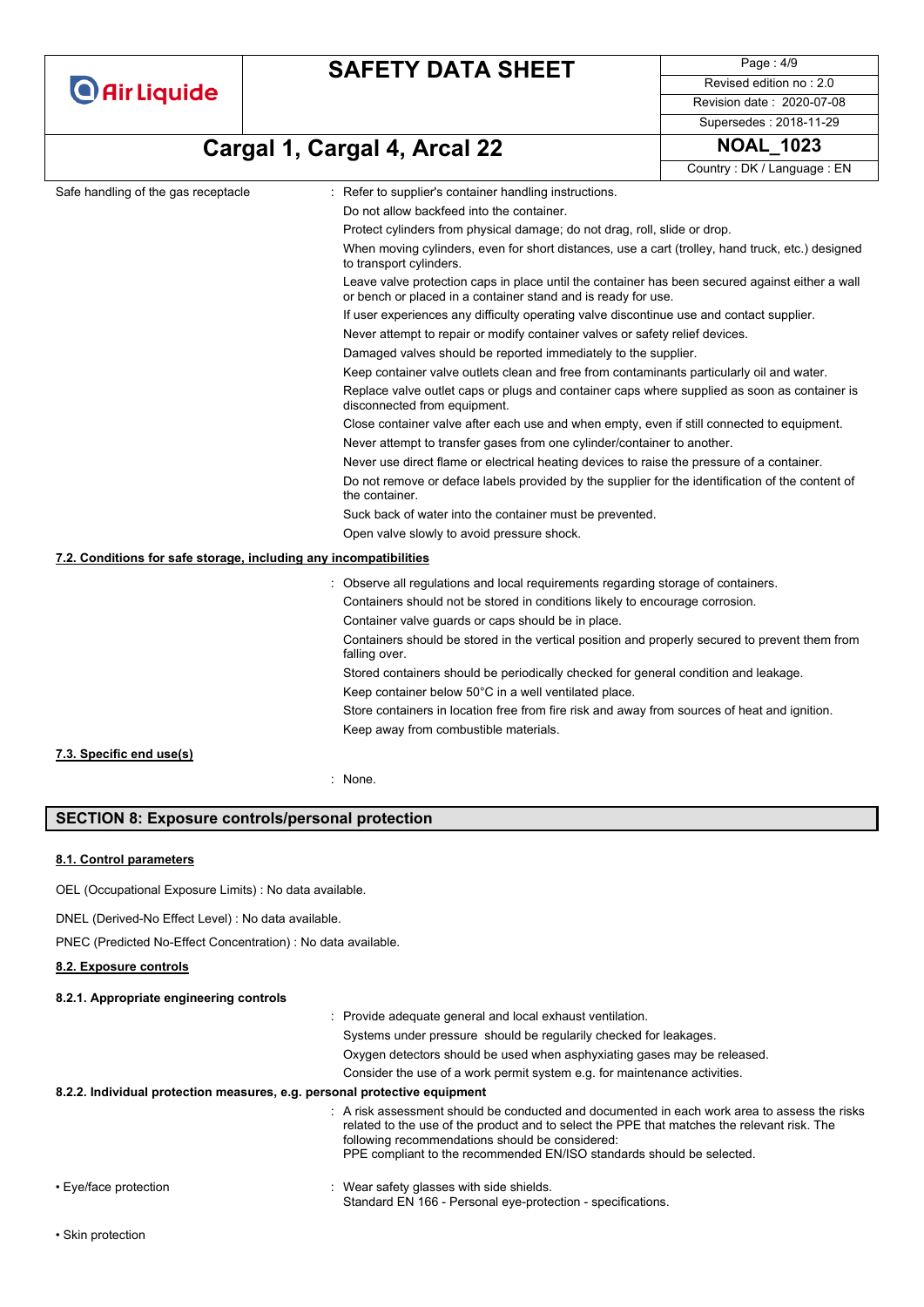Safe handling of the gas receptacle : Refer to supplier's container handling instructions.

Do not allow backfeed into the container.

Protect cylinders from physical damage; do not drag, roll, slide or drop.

When moving cylinders, even for short distances, use a cart (trolley, hand truck, etc.) designed to transport cylinders.

Leave valve protection caps in place until the container has been secured against either a wall or bench or placed in a container stand and is ready for use.

If user experiences any difficulty operating valve discontinue use and contact supplier.

Never attempt to repair or modify container valves or safety relief devices.

Damaged valves should be reported immediately to the supplier.

Keep container valve outlets clean and free from contaminants particularly oil and water.

Replace valve outlet caps or plugs and container caps where supplied as soon as container is disconnected from equipment.

Close container valve after each use and when empty, even if still connected to equipment.

Never attempt to transfer gases from one cylinder/container to another.

Never use direct flame or electrical heating devices to raise the pressure of a container.

Do not remove or deface labels provided by the supplier for the identification of the content of the container.

Suck back of water into the container must be prevented.

Open valve slowly to avoid pressure shock.

### 7.2. Conditions for safe storage, including any incompatibilities

: Observe all regulations and local requirements regarding storage of containers.

Containers should not be stored in conditions likely to encourage corrosion.

Container valve guards or caps should be in place.

Containers should be stored in the vertical position and properly secured to prevent them from falling over.

Stored containers should be periodically checked for general condition and leakage.

Keep container below 50°C in a well ventilated place.

Store containers in location free from fire risk and away from sources of heat and ignition.

Keep away from combustible materials.

### 7.3. Specific end use(s)

: None.

## SECTION 8: Exposure controls/personal protection

### 8.1. Control parameters

OEL (Occupational Exposure Limits) : No data available.

DNEL (Derived-No Effect Level) : No data available.

PNEC (Predicted No-Effect Concentration) : No data available.

### 8.2. Exposure controls

#### 8.2.1. Appropriate engineering controls

: Provide adequate general and local exhaust ventilation.

Systems under pressure should be regularly checked for leakages.

Oxygen detectors should be used when asphyxiating gases may be released.

Consider the use of a work permit system e.g. for maintenance activities.

#### 8.2.2. Individual protection measures, e.g. personal protective equipment

: A risk assessment should be conducted and documented in each work area to assess the risks related to the use of the product and to select the PPE that matches the relevant risk. The following recommendations should be considered:
PPE compliant to the recommended EN/ISO standards should be selected.

• Eye/face protection : Wear safety glasses with side shields.
Standard EN 166 - Personal eye-protection - specifications.

• Skin protection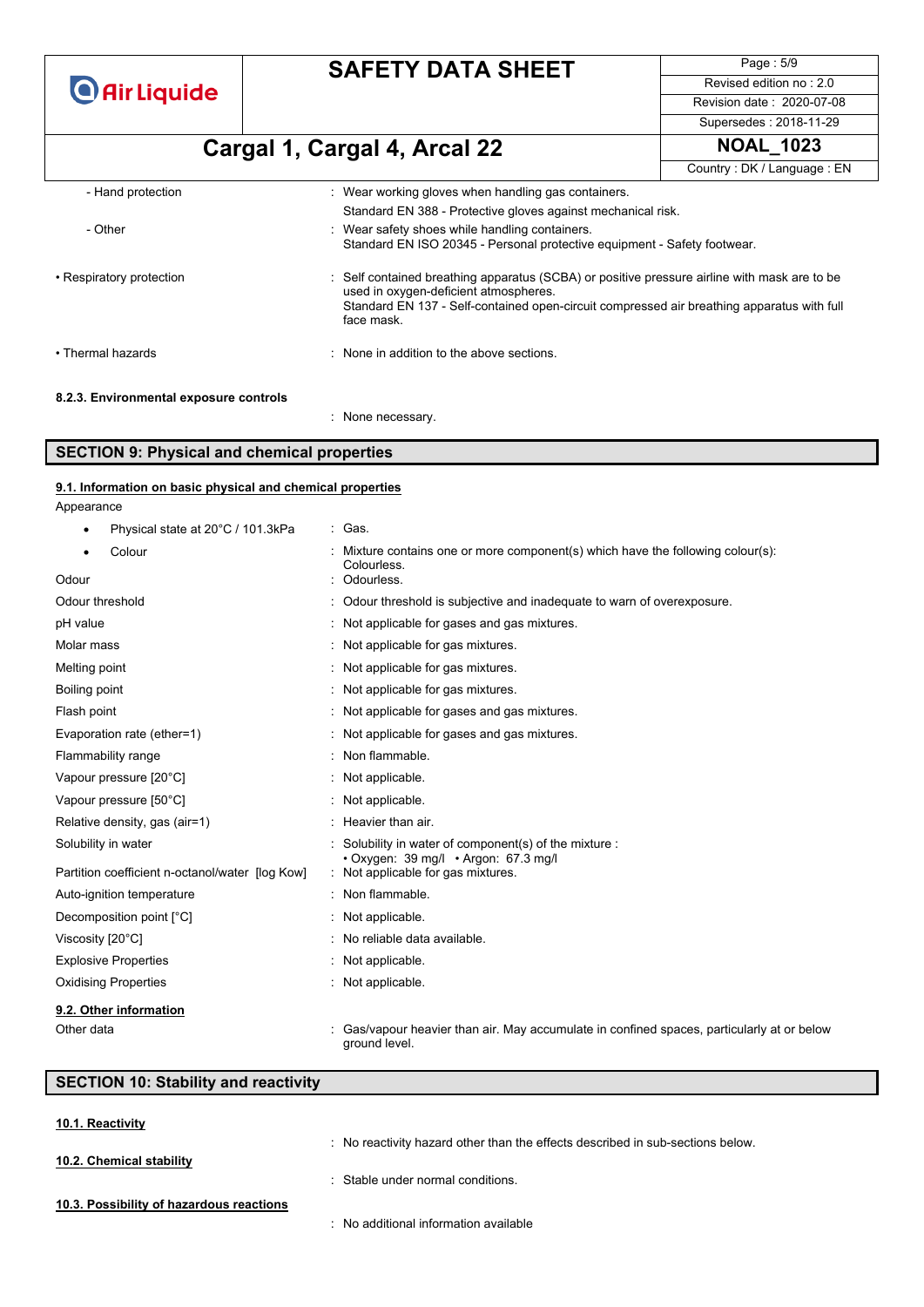| | |
|---|---|
| - Hand protection | : Wear working gloves when handling gas containers. |
| | Standard EN 388 - Protective gloves against mechanical risk. |
| - Other | : Wear safety shoes while handling containers. Standard EN ISO 20345 - Personal protective equipment - Safety footwear. |
| • Respiratory protection | : Self contained breathing apparatus (SCBA) or positive pressure airline with mask are to be used in oxygen-deficient atmospheres. Standard EN 137 - Self-contained open-circuit compressed air breathing apparatus with full face mask. |
| • Thermal hazards | : None in addition to the above sections. |

**8.2.3. Environmental exposure controls**

: None necessary.

## SECTION 9: Physical and chemical properties

### 9.1. Information on basic physical and chemical properties

Appearance

| | |
|---|---|
| • Physical state at 20°C / 101.3kPa | : Gas. |
| • Colour | : Mixture contains one or more component(s) which have the following colour(s): Colourless. |
| Odour | : Odourless. |
| Odour threshold | : Odour threshold is subjective and inadequate to warn of overexposure. |
| pH value | : Not applicable for gases and gas mixtures. |
| Molar mass | : Not applicable for gas mixtures. |
| Melting point | : Not applicable for gas mixtures. |
| Boiling point | : Not applicable for gas mixtures. |
| Flash point | : Not applicable for gases and gas mixtures. |
| Evaporation rate (ether=1) | : Not applicable for gases and gas mixtures. |
| Flammability range | : Non flammable. |
| Vapour pressure [20°C] | : Not applicable. |
| Vapour pressure [50°C] | : Not applicable. |
| Relative density, gas (air=1) | : Heavier than air. |
| Solubility in water | : Solubility in water of component(s) of the mixture : • Oxygen: 39 mg/l • Argon: 67.3 mg/l |
| Partition coefficient n-octanol/water [log Kow] | : Not applicable for gas mixtures. |
| Auto-ignition temperature | : Non flammable. |
| Decomposition point [°C] | : Not applicable. |
| Viscosity [20°C] | : No reliable data available. |
| Explosive Properties | : Not applicable. |
| Oxidising Properties | : Not applicable. |

### 9.2. Other information

| | |
|---|---|
| Other data | : Gas/vapour heavier than air. May accumulate in confined spaces, particularly at or below ground level. |

## SECTION 10: Stability and reactivity

### 10.1. Reactivity

: No reactivity hazard other than the effects described in sub-sections below.

### 10.2. Chemical stability

: Stable under normal conditions.

### 10.3. Possibility of hazardous reactions

: No additional information available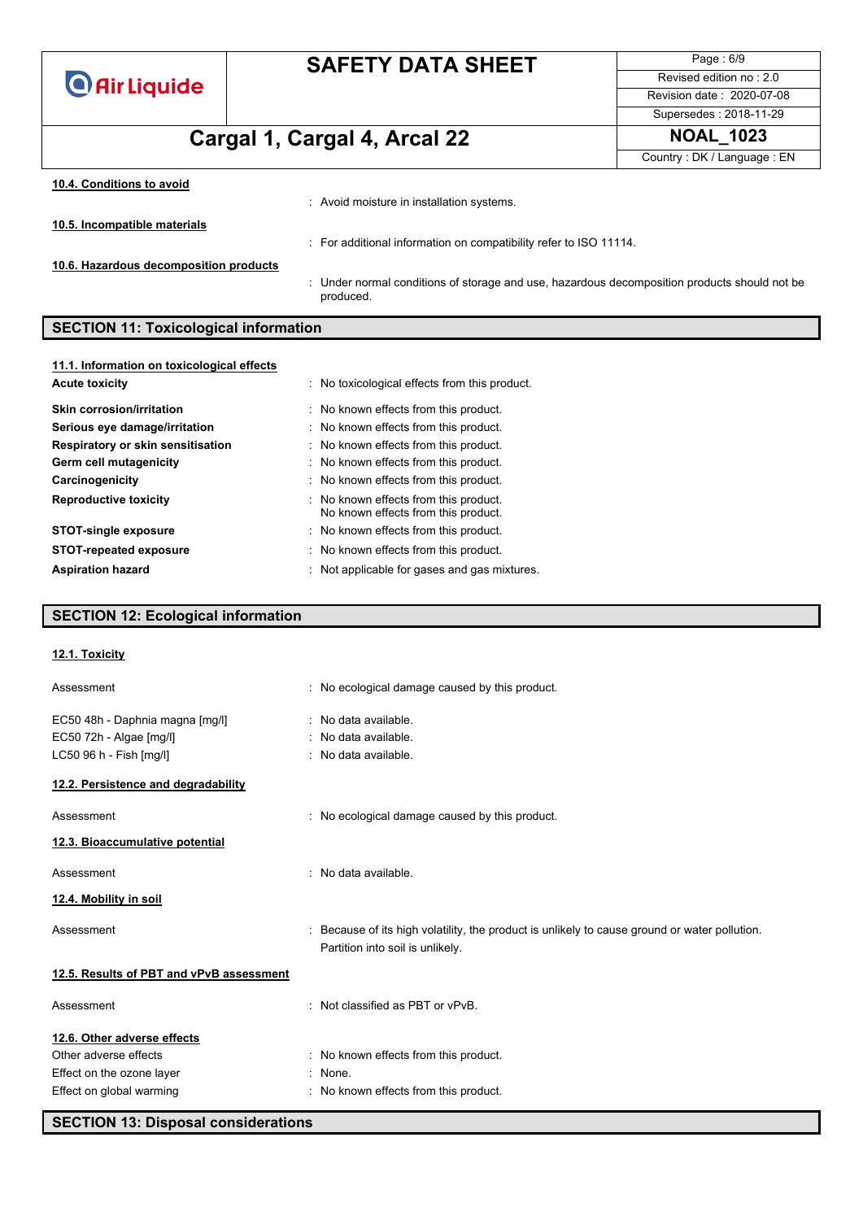#### 10.4. Conditions to avoid

: Avoid moisture in installation systems.

#### 10.5. Incompatible materials

: For additional information on compatibility refer to ISO 11114.

#### 10.6. Hazardous decomposition products

: Under normal conditions of storage and use, hazardous decomposition products should not be produced.

## SECTION 11: Toxicological information

#### 11.1. Information on toxicological effects

| | |
|---|---|
| **Acute toxicity** | : No toxicological effects from this product. |
| **Skin corrosion/irritation** | : No known effects from this product. |
| **Serious eye damage/irritation** | : No known effects from this product. |
| **Respiratory or skin sensitisation** | : No known effects from this product. |
| **Germ cell mutagenicity** | : No known effects from this product. |
| **Carcinogenicity** | : No known effects from this product. |
| **Reproductive toxicity** | : No known effects from this product.<br>No known effects from this product. |
| **STOT-single exposure** | : No known effects from this product. |
| **STOT-repeated exposure** | : No known effects from this product. |
| **Aspiration hazard** | : Not applicable for gases and gas mixtures. |

## SECTION 12: Ecological information

#### 12.1. Toxicity

| | |
|---|---|
| Assessment | : No ecological damage caused by this product. |
| EC50 48h - Daphnia magna [mg/l] | : No data available. |
| EC50 72h - Algae [mg/l] | : No data available. |
| LC50 96 h - Fish [mg/l] | : No data available. |

#### 12.2. Persistence and degradability

| | |
|---|---|
| Assessment | : No ecological damage caused by this product. |

#### 12.3. Bioaccumulative potential

| | |
|---|---|
| Assessment | : No data available. |

#### 12.4. Mobility in soil

| | |
|---|---|
| Assessment | : Because of its high volatility, the product is unlikely to cause ground or water pollution.<br>Partition into soil is unlikely. |

#### 12.5. Results of PBT and vPvB assessment

| | |
|---|---|
| Assessment | : Not classified as PBT or vPvB. |

#### 12.6. Other adverse effects

| | |
|---|---|
| Other adverse effects | : No known effects from this product. |
| Effect on the ozone layer | : None. |
| Effect on global warming | : No known effects from this product. |

## SECTION 13: Disposal considerations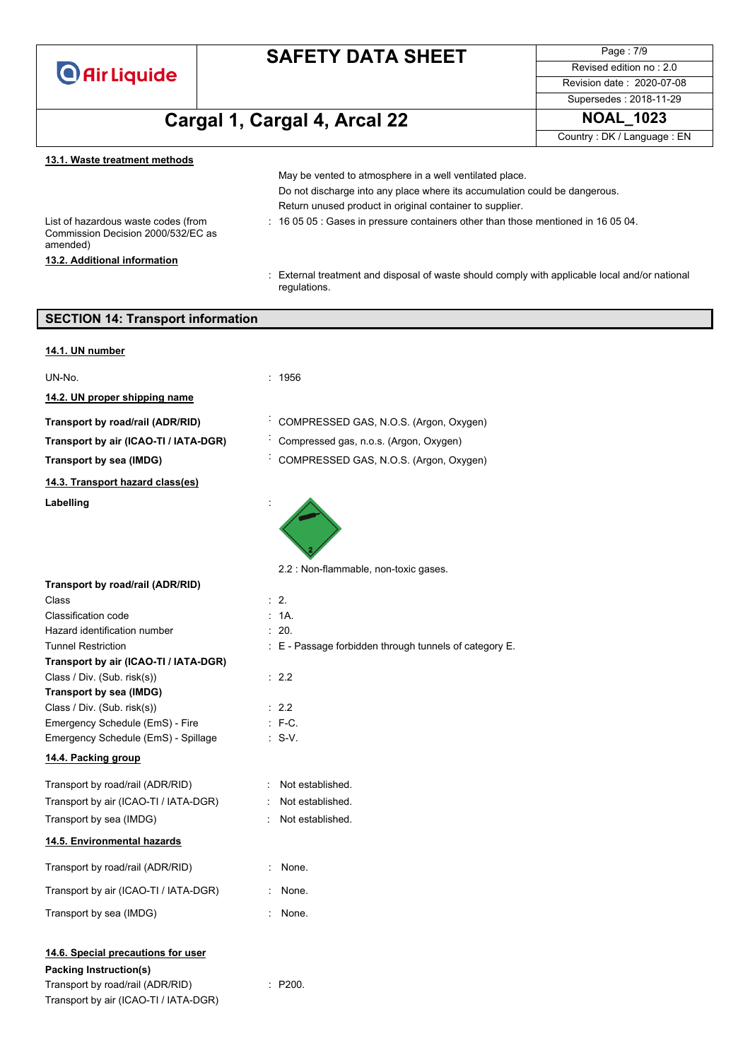### 13.1. Waste treatment methods

May be vented to atmosphere in a well ventilated place.

Do not discharge into any place where its accumulation could be dangerous.

Return unused product in original container to supplier.

List of hazardous waste codes (from Commission Decision 2000/532/EC as amended) : 16 05 05 : Gases in pressure containers other than those mentioned in 16 05 04.

### 13.2. Additional information

: External treatment and disposal of waste should comply with applicable local and/or national regulations.

## SECTION 14: Transport information

### 14.1. UN number

UN-No. : 1956

### 14.2. UN proper shipping name

**Transport by road/rail (ADR/RID)** : COMPRESSED GAS, N.O.S. (Argon, Oxygen)

**Transport by air (ICAO-TI / IATA-DGR)** : Compressed gas, n.o.s. (Argon, Oxygen)

**Transport by sea (IMDG)** : COMPRESSED GAS, N.O.S. (Argon, Oxygen)

### 14.3. Transport hazard class(es)

**Labelling** :

2.2 : Non-flammable, non-toxic gases.

**Transport by road/rail (ADR/RID)**

Class : 2.

Classification code : 1A.

Hazard identification number : 20.

Tunnel Restriction : E - Passage forbidden through tunnels of category E.

**Transport by air (ICAO-TI / IATA-DGR)**

Class / Div. (Sub. risk(s)) : 2.2

**Transport by sea (IMDG)**

Class / Div. (Sub. risk(s)) : 2.2

Emergency Schedule (EmS) - Fire : F-C.

Emergency Schedule (EmS) - Spillage : S-V.

### 14.4. Packing group

Transport by road/rail (ADR/RID) : Not established.

Transport by air (ICAO-TI / IATA-DGR) : Not established.

Transport by sea (IMDG) : Not established.

### 14.5. Environmental hazards

Transport by road/rail (ADR/RID) : None.

Transport by air (ICAO-TI / IATA-DGR) : None.

Transport by sea (IMDG) : None.

### 14.6. Special precautions for user

**Packing Instruction(s)**

Transport by road/rail (ADR/RID) : P200.

Transport by air (ICAO-TI / IATA-DGR)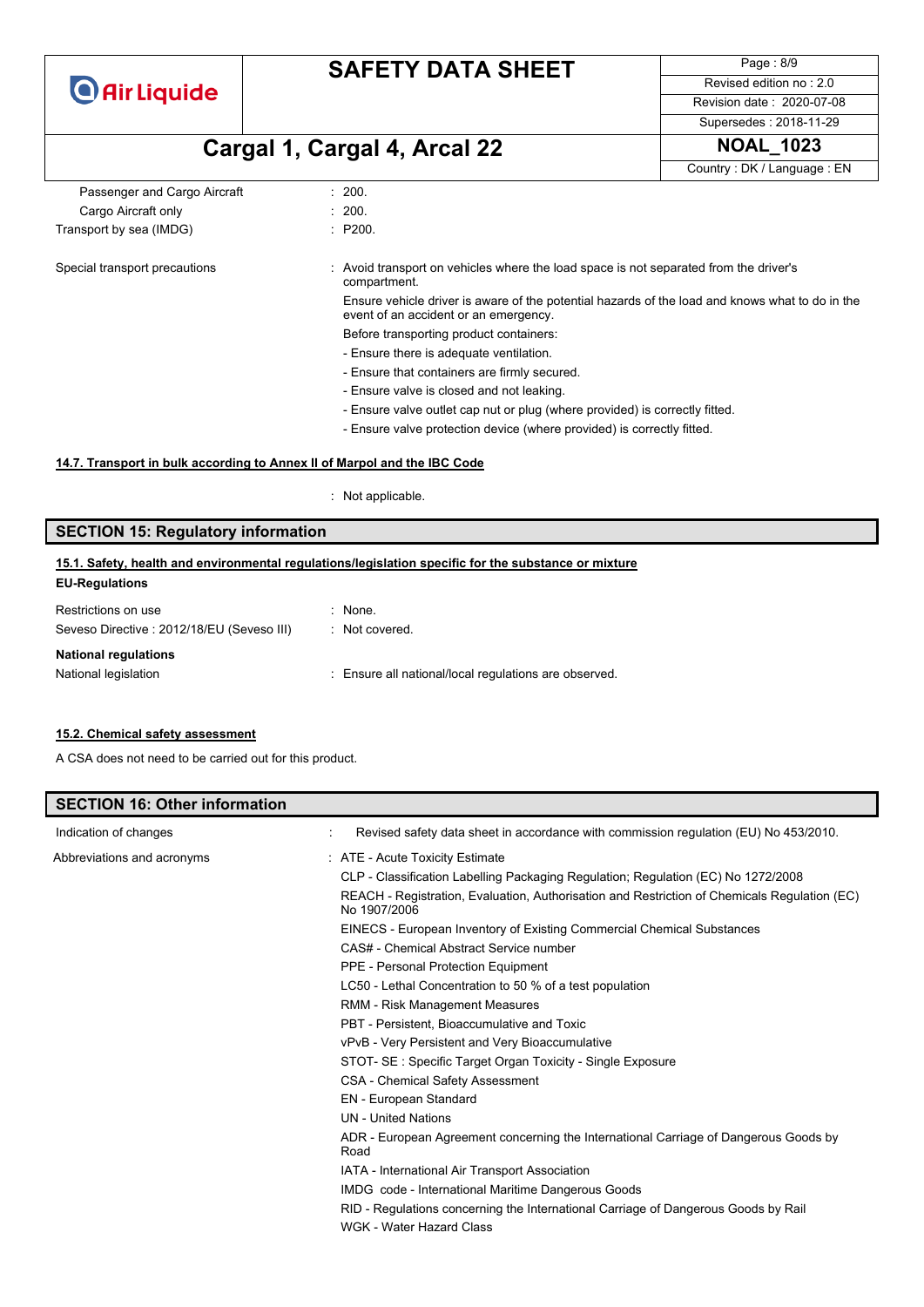| | |
|---|---|
| Passenger and Cargo Aircraft | : 200. |
| Cargo Aircraft only | : 200. |
| Transport by sea (IMDG) | : P200. |

Special transport precautions : Avoid transport on vehicles where the load space is not separated from the driver's compartment.

Ensure vehicle driver is aware of the potential hazards of the load and knows what to do in the event of an accident or an emergency.

Before transporting product containers:

- Ensure there is adequate ventilation.
- Ensure that containers are firmly secured.
- Ensure valve is closed and not leaking.
- Ensure valve outlet cap nut or plug (where provided) is correctly fitted.
- Ensure valve protection device (where provided) is correctly fitted.

**14.7. Transport in bulk according to Annex II of Marpol and the IBC Code**

: Not applicable.

## SECTION 15: Regulatory information

**15.1. Safety, health and environmental regulations/legislation specific for the substance or mixture**

**EU-Regulations**

| | |
|---|---|
| Restrictions on use | : None. |
| Seveso Directive : 2012/18/EU (Seveso III) | : Not covered. |

**National regulations**

National legislation : Ensure all national/local regulations are observed.

**15.2. Chemical safety assessment**

A CSA does not need to be carried out for this product.

## SECTION 16: Other information

Indication of changes : Revised safety data sheet in accordance with commission regulation (EU) No 453/2010.

Abbreviations and acronyms :

ATE - Acute Toxicity Estimate

CLP - Classification Labelling Packaging Regulation; Regulation (EC) No 1272/2008

REACH - Registration, Evaluation, Authorisation and Restriction of Chemicals Regulation (EC) No 1907/2006

EINECS - European Inventory of Existing Commercial Chemical Substances

CAS# - Chemical Abstract Service number

PPE - Personal Protection Equipment

LC50 - Lethal Concentration to 50 % of a test population

RMM - Risk Management Measures

PBT - Persistent, Bioaccumulative and Toxic

vPvB - Very Persistent and Very Bioaccumulative

STOT- SE : Specific Target Organ Toxicity - Single Exposure

CSA - Chemical Safety Assessment

EN - European Standard

UN - United Nations

ADR - European Agreement concerning the International Carriage of Dangerous Goods by Road

IATA - International Air Transport Association

IMDG code - International Maritime Dangerous Goods

RID - Regulations concerning the International Carriage of Dangerous Goods by Rail

WGK - Water Hazard Class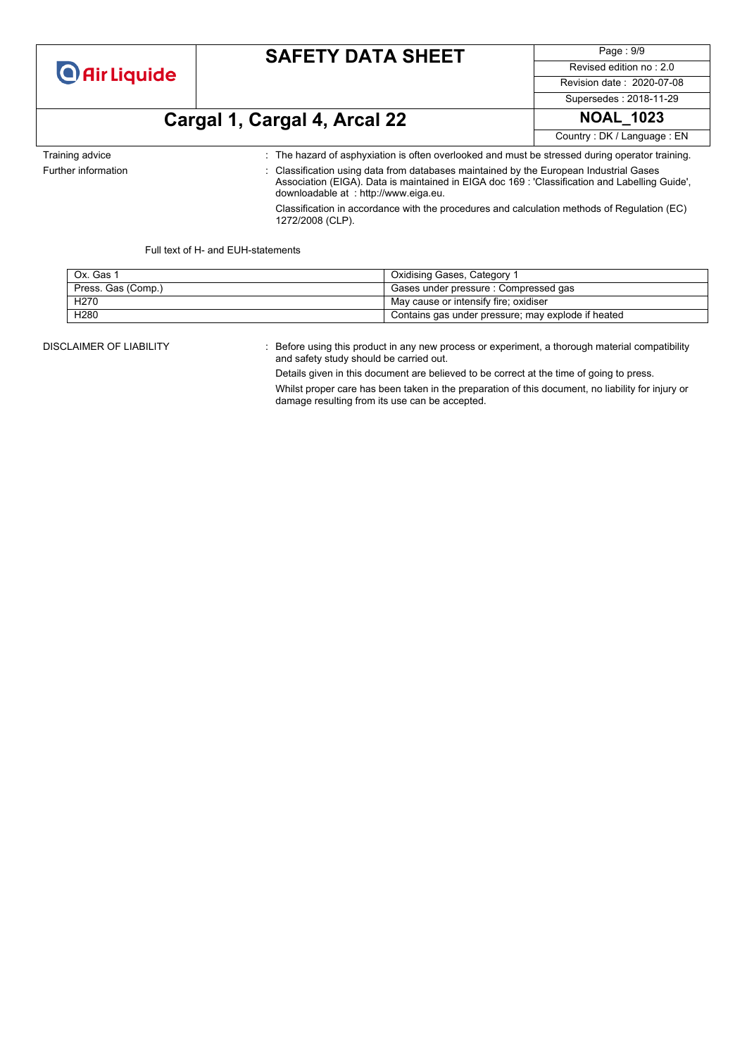Training advice : The hazard of asphyxiation is often overlooked and must be stressed during operator training.

Further information : Classification using data from databases maintained by the European Industrial Gases Association (EIGA). Data is maintained in EIGA doc 169 : 'Classification and Labelling Guide', downloadable at : http://www.eiga.eu.

Classification in accordance with the procedures and calculation methods of Regulation (EC) 1272/2008 (CLP).

Full text of H- and EUH-statements

| | |
|---|---|
| Ox. Gas 1 | Oxidising Gases, Category 1 |
| Press. Gas (Comp.) | Gases under pressure : Compressed gas |
| H270 | May cause or intensify fire; oxidiser |
| H280 | Contains gas under pressure; may explode if heated |

DISCLAIMER OF LIABILITY : Before using this product in any new process or experiment, a thorough material compatibility and safety study should be carried out.

Details given in this document are believed to be correct at the time of going to press.

Whilst proper care has been taken in the preparation of this document, no liability for injury or damage resulting from its use can be accepted.